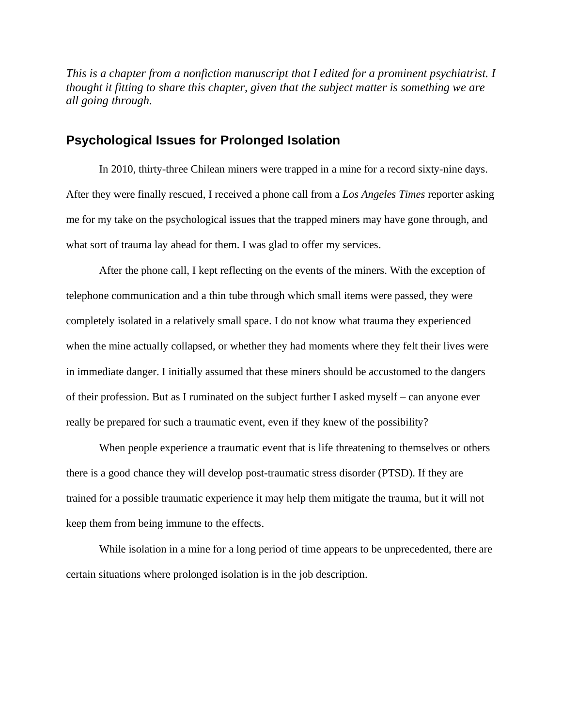*This is a chapter from a nonfiction manuscript that I edited for a prominent psychiatrist. I thought it fitting to share this chapter, given that the subject matter is something we are all going through.*

## Psychological Issues for Prolonged Isolation

In 2010, thirty-three Chilean miners were trapped in a mine for a record sixty-nine days. After they were finally rescued, I received a phone call from a *Los Angeles Times* reporter asking me for my take on the psychological issues that the trapped miners may have gone through, and what sort of trauma lay ahead for them. I was glad to offer my services.

After the phone call, I kept reflecting on the events of the miners. With the exception of telephone communication and a thin tube through which small items were passed, they were completely isolated in a relatively small space. I do not know what trauma they experienced when the mine actually collapsed, or whether they had moments where they felt their lives were in immediate danger. I initially assumed that these miners should be accustomed to the dangers of their profession. But as I ruminated on the subject further I asked myself – can anyone ever really be prepared for such a traumatic event, even if they knew of the possibility?

When people experience a traumatic event that is life threatening to themselves or others there is a good chance they will develop post-traumatic stress disorder (PTSD). If they are trained for a possible traumatic experience it may help them mitigate the trauma, but it will not keep them from being immune to the effects.

While isolation in a mine for a long period of time appears to be unprecedented, there are certain situations where prolonged isolation is in the job description.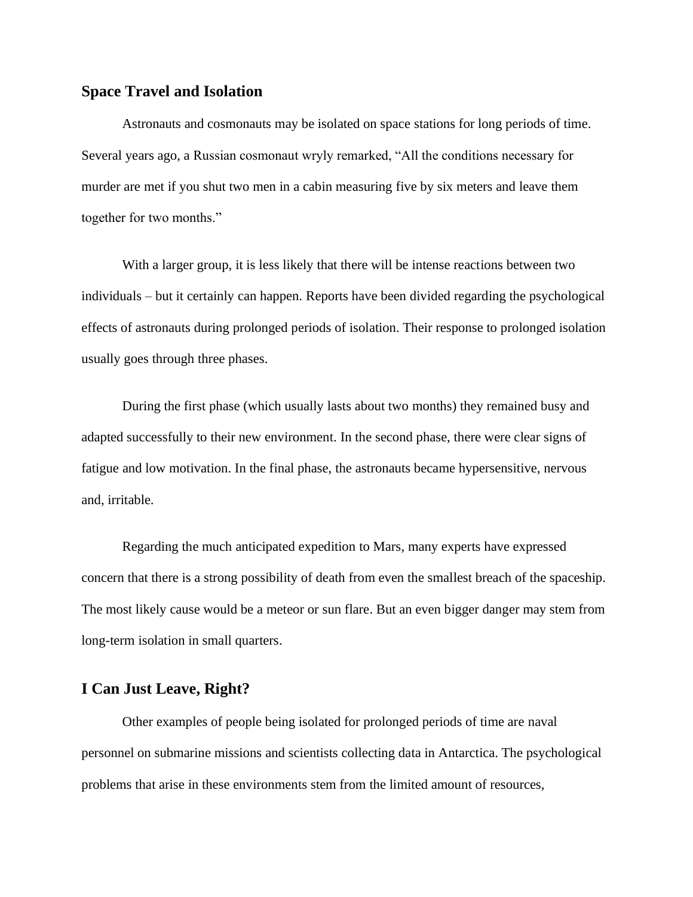## Space Travel and Isolation

Astronauts and cosmonauts may be isolated on space stations for long periods of time. Several years ago, a Russian cosmonaut wryly remarked, "All the conditions necessary for murder are met if you shut two men in a cabin measuring five by six meters and leave them together for two months."

With a larger group, it is less likely that there will be intense reactions between two individuals – but it certainly can happen. Reports have been divided regarding the psychological effects of astronauts during prolonged periods of isolation. Their response to prolonged isolation usually goes through three phases.

During the first phase (which usually lasts about two months) they remained busy and adapted successfully to their new environment. In the second phase, there were clear signs of fatigue and low motivation. In the final phase, the astronauts became hypersensitive, nervous and, irritable.

Regarding the much anticipated expedition to Mars, many experts have expressed concern that there is a strong possibility of death from even the smallest breach of the spaceship. The most likely cause would be a meteor or sun flare. But an even bigger danger may stem from long-term isolation in small quarters.

## I Can Just Leave, Right?

Other examples of people being isolated for prolonged periods of time are naval personnel on submarine missions and scientists collecting data in Antarctica. The psychological problems that arise in these environments stem from the limited amount of resources,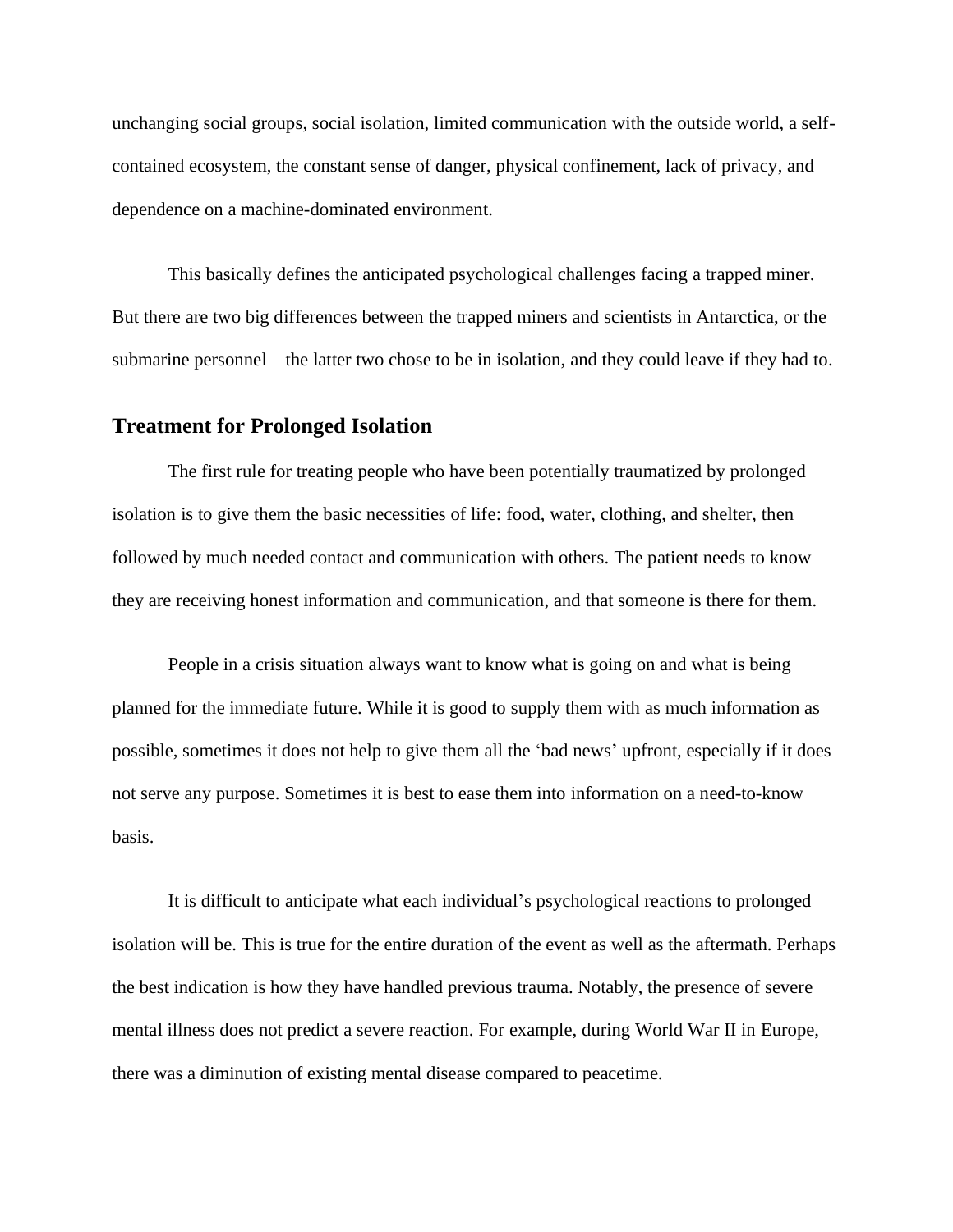unchanging social groups, social isolation, limited communication with the outside world, a self-contained ecosystem, the constant sense of danger, physical confinement, lack of privacy, and dependence on a machine-dominated environment.

This basically defines the anticipated psychological challenges facing a trapped miner. But there are two big differences between the trapped miners and scientists in Antarctica, or the submarine personnel – the latter two chose to be in isolation, and they could leave if they had to.

## Treatment for Prolonged Isolation

The first rule for treating people who have been potentially traumatized by prolonged isolation is to give them the basic necessities of life: food, water, clothing, and shelter, then followed by much needed contact and communication with others. The patient needs to know they are receiving honest information and communication, and that someone is there for them.

People in a crisis situation always want to know what is going on and what is being planned for the immediate future. While it is good to supply them with as much information as possible, sometimes it does not help to give them all the 'bad news' upfront, especially if it does not serve any purpose. Sometimes it is best to ease them into information on a need-to-know basis.

It is difficult to anticipate what each individual's psychological reactions to prolonged isolation will be. This is true for the entire duration of the event as well as the aftermath. Perhaps the best indication is how they have handled previous trauma. Notably, the presence of severe mental illness does not predict a severe reaction. For example, during World War II in Europe, there was a diminution of existing mental disease compared to peacetime.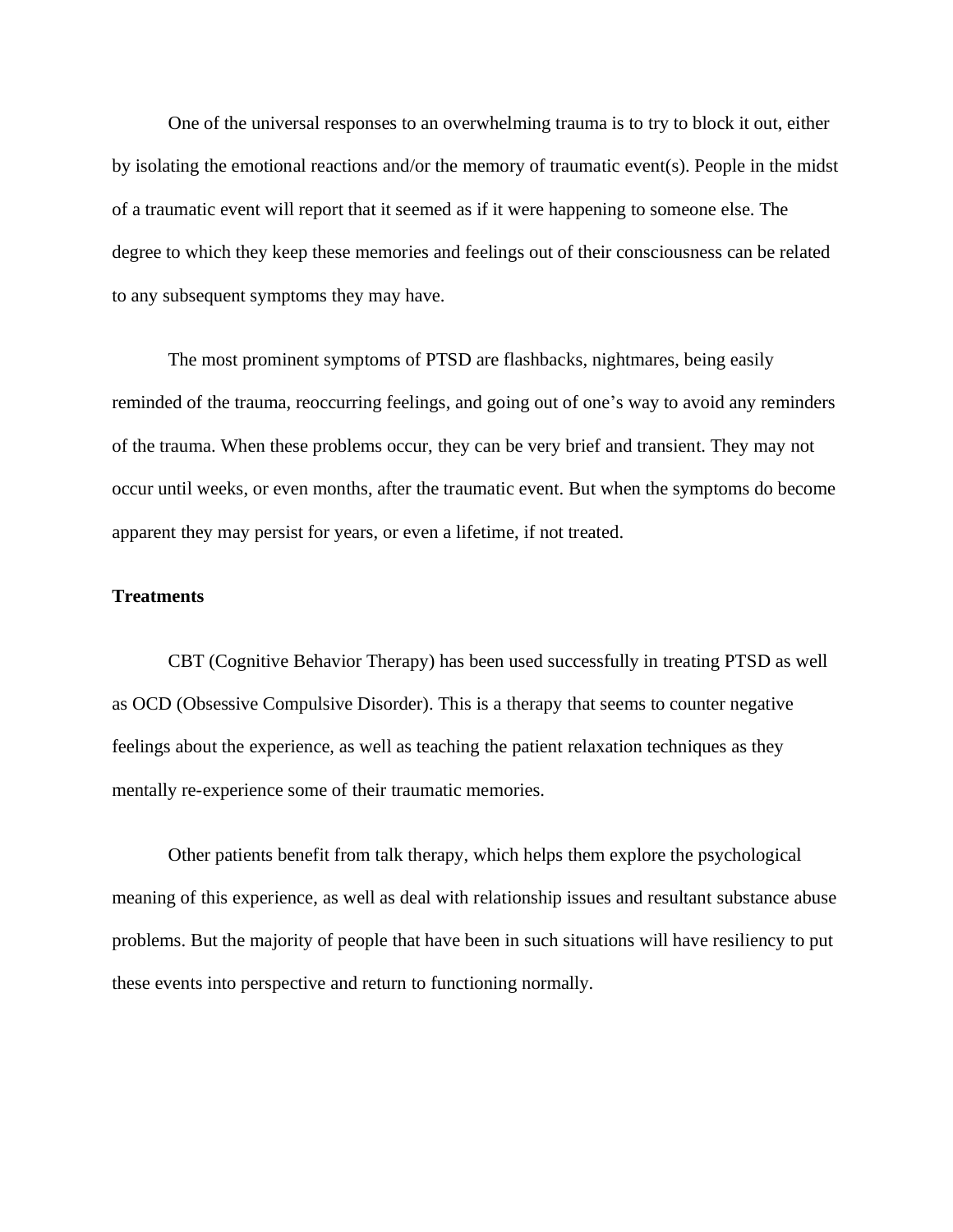One of the universal responses to an overwhelming trauma is to try to block it out, either by isolating the emotional reactions and/or the memory of traumatic event(s). People in the midst of a traumatic event will report that it seemed as if it were happening to someone else. The degree to which they keep these memories and feelings out of their consciousness can be related to any subsequent symptoms they may have.

The most prominent symptoms of PTSD are flashbacks, nightmares, being easily reminded of the trauma, reoccurring feelings, and going out of one's way to avoid any reminders of the trauma. When these problems occur, they can be very brief and transient. They may not occur until weeks, or even months, after the traumatic event. But when the symptoms do become apparent they may persist for years, or even a lifetime, if not treated.

**Treatments**

CBT (Cognitive Behavior Therapy) has been used successfully in treating PTSD as well as OCD (Obsessive Compulsive Disorder). This is a therapy that seems to counter negative feelings about the experience, as well as teaching the patient relaxation techniques as they mentally re-experience some of their traumatic memories.

Other patients benefit from talk therapy, which helps them explore the psychological meaning of this experience, as well as deal with relationship issues and resultant substance abuse problems. But the majority of people that have been in such situations will have resiliency to put these events into perspective and return to functioning normally.